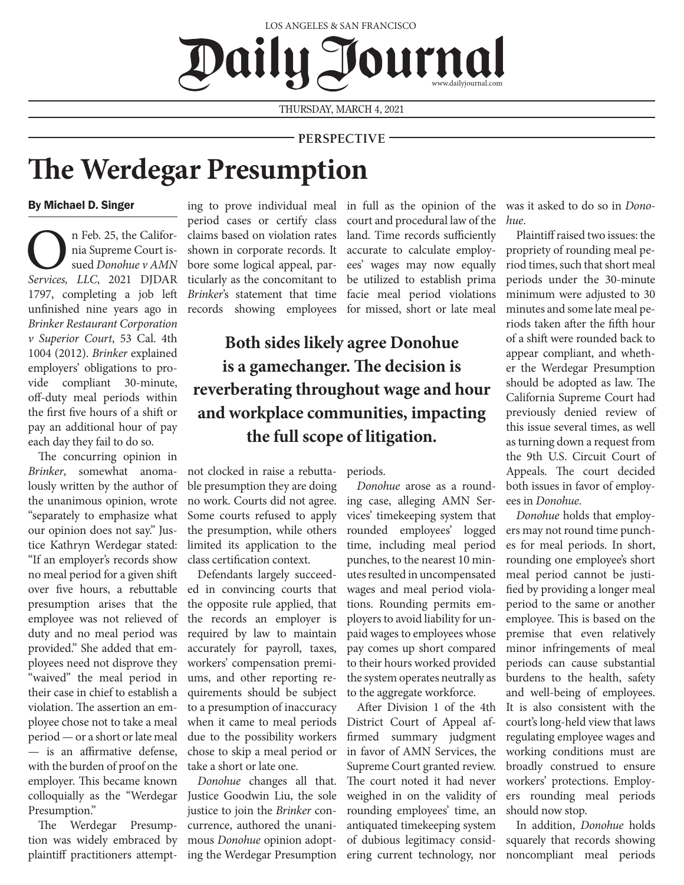LOS ANGELES & SAN FRANCISCO

# Daily Journal

www.dailyjournal.com

THURSDAY, MARCH 4, 2021

PERSPECTIVE

# The Werdegar Presumption

**By Michael D. Singer**

On Feb. 25, the California Supreme Court issued *Donohue v AMN Services, LLC*, 2021 DJDAR 1797, completing a job left unfinished nine years ago in *Brinker Restaurant Corporation v Superior Court*, 53 Cal. 4th 1004 (2012). *Brinker* explained employers' obligations to provide compliant 30-minute, off-duty meal periods within the first five hours of a shift or pay an additional hour of pay each day they fail to do so.

The concurring opinion in *Brinker*, somewhat anomalously written by the author of the unanimous opinion, wrote "separately to emphasize what our opinion does not say." Justice Kathryn Werdegar stated: "If an employer's records show no meal period for a given shift over five hours, a rebuttable presumption arises that the employee was not relieved of duty and no meal period was provided." She added that employees need not disprove they "waived" the meal period in their case in chief to establish a violation. The assertion an employee chose not to take a meal period — or a short or late meal — is an affirmative defense, with the burden of proof on the employer. This became known colloquially as the "Werdegar Presumption."

The Werdegar Presumption was widely embraced by plaintiff practitioners attempting to prove individual meal period cases or certify class claims based on violation rates shown in corporate records. It bore some logical appeal, particularly as the concomitant to *Brinker*'s statement that time records showing employees not clocked in raise a rebuttable presumption they are doing no work. Courts did not agree. Some courts refused to apply the presumption, while others limited its application to the class certification context.

**Both sides likely agree Donohue is a gamechanger. The decision is reverberating throughout wage and hour and workplace communities, impacting the full scope of litigation.**

Defendants largely succeeded in convincing courts that the opposite rule applied, that the records an employer is required by law to maintain accurately for payroll, taxes, workers' compensation premiums, and other reporting requirements should be subject to a presumption of inaccuracy when it came to meal periods due to the possibility workers chose to skip a meal period or take a short or late one.

*Donohue* changes all that. Justice Goodwin Liu, the sole justice to join the *Brinker* concurrence, authored the unanimous *Donohue* opinion adopting the Werdegar Presumption in full as the opinion of the court and procedural law of the land. Time records sufficiently accurate to calculate employees' wages may now equally be utilized to establish prima facie meal period violations for missed, short or late meal periods.

*Donohue* arose as a rounding case, alleging AMN Services' timekeeping system that rounded employees' logged time, including meal period punches, to the nearest 10 minutes resulted in uncompensated wages and meal period violations. Rounding permits employers to avoid liability for unpaid wages to employees whose pay comes up short compared to their hours worked provided the system operates neutrally as to the aggregate workforce.

After Division 1 of the 4th District Court of Appeal affirmed summary judgment in favor of AMN Services, the Supreme Court granted review. The court noted it had never weighed in on the validity of rounding employees' time, an antiquated timekeeping system of dubious legitimacy considering current technology, nor was it asked to do so in *Donohue*.

Plaintiff raised two issues: the propriety of rounding meal period times, such that short meal periods under the 30-minute minimum were adjusted to 30 minutes and some late meal periods taken after the fifth hour of a shift were rounded back to appear compliant, and whether the Werdegar Presumption should be adopted as law. The California Supreme Court had previously denied review of this issue several times, as well as turning down a request from the 9th U.S. Circuit Court of Appeals. The court decided both issues in favor of employees in *Donohue*.

*Donohue* holds that employers may not round time punches for meal periods. In short, rounding one employee's short meal period cannot be justified by providing a longer meal period to the same or another employee. This is based on the premise that even relatively minor infringements of meal periods can cause substantial burdens to the health, safety and well-being of employees. It is also consistent with the court's long-held view that laws regulating employee wages and working conditions must are broadly construed to ensure workers' protections. Employers rounding meal periods should now stop.

In addition, *Donohue* holds squarely that records showing noncompliant meal periods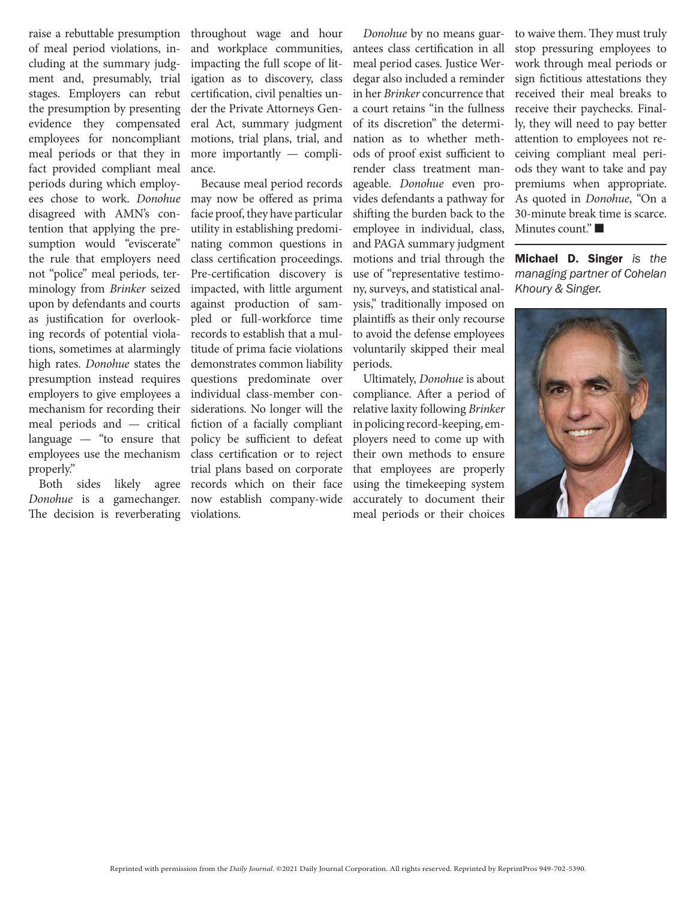raise a rebuttable presumption of meal period violations, including at the summary judgment and, presumably, trial stages. Employers can rebut the presumption by presenting evidence they compensated employees for noncompliant meal periods or that they in fact provided compliant meal periods during which employees chose to work. *Donohue* disagreed with AMN's contention that applying the presumption would "eviscerate" the rule that employers need not "police" meal periods, terminology from *Brinker* seized upon by defendants and courts as justification for overlooking records of potential violations, sometimes at alarmingly high rates. *Donohue* states the presumption instead requires employers to give employees a mechanism for recording their meal periods and — critical language — "to ensure that employees use the mechanism properly."

Both sides likely agree *Donohue* is a gamechanger. The decision is reverberating throughout wage and hour and workplace communities, impacting the full scope of litigation as to discovery, class certification, civil penalties under the Private Attorneys General Act, summary judgment motions, trial plans, trial, and more importantly — compliance.

Because meal period records may now be offered as prima facie proof, they have particular utility in establishing predominating common questions in class certification proceedings. Pre-certification discovery is impacted, with little argument against production of sampled or full-workforce time records to establish that a multitude of prima facie violations demonstrates common liability questions predominate over individual class-member considerations. No longer will the fiction of a facially compliant policy be sufficient to defeat class certification or to reject trial plans based on corporate records which on their face now establish company-wide violations.

*Donohue* by no means guarantees class certification in all meal period cases. Justice Werdegar also included a reminder in her *Brinker* concurrence that a court retains "in the fullness of its discretion" the determination as to whether methods of proof exist sufficient to render class treatment manageable. *Donohue* even provides defendants a pathway for shifting the burden back to the employee in individual, class, and PAGA summary judgment motions and trial through the use of "representative testimony, surveys, and statistical analysis," traditionally imposed on plaintiffs as their only recourse to avoid the defense employees voluntarily skipped their meal periods.

Ultimately, *Donohue* is about compliance. After a period of relative laxity following *Brinker* in policing record-keeping, employers need to come up with their own methods to ensure that employees are properly using the timekeeping system accurately to document their meal periods or their choices to waive them. They must truly stop pressuring employees to work through meal periods or sign fictitious attestations they received their meal breaks to receive their paychecks. Finally, they will need to pay better attention to employees not receiving compliant meal periods they want to take and pay premiums when appropriate. As quoted in *Donohue*, "On a 30-minute break time is scarce. Minutes count." ■

**Michael D. Singer** *is the managing partner of Cohelan Khoury & Singer.*

Reprinted with permission from the *Daily Journal*. ©2021 Daily Journal Corporation. All rights reserved. Reprinted by ReprintPros 949-702-5390.